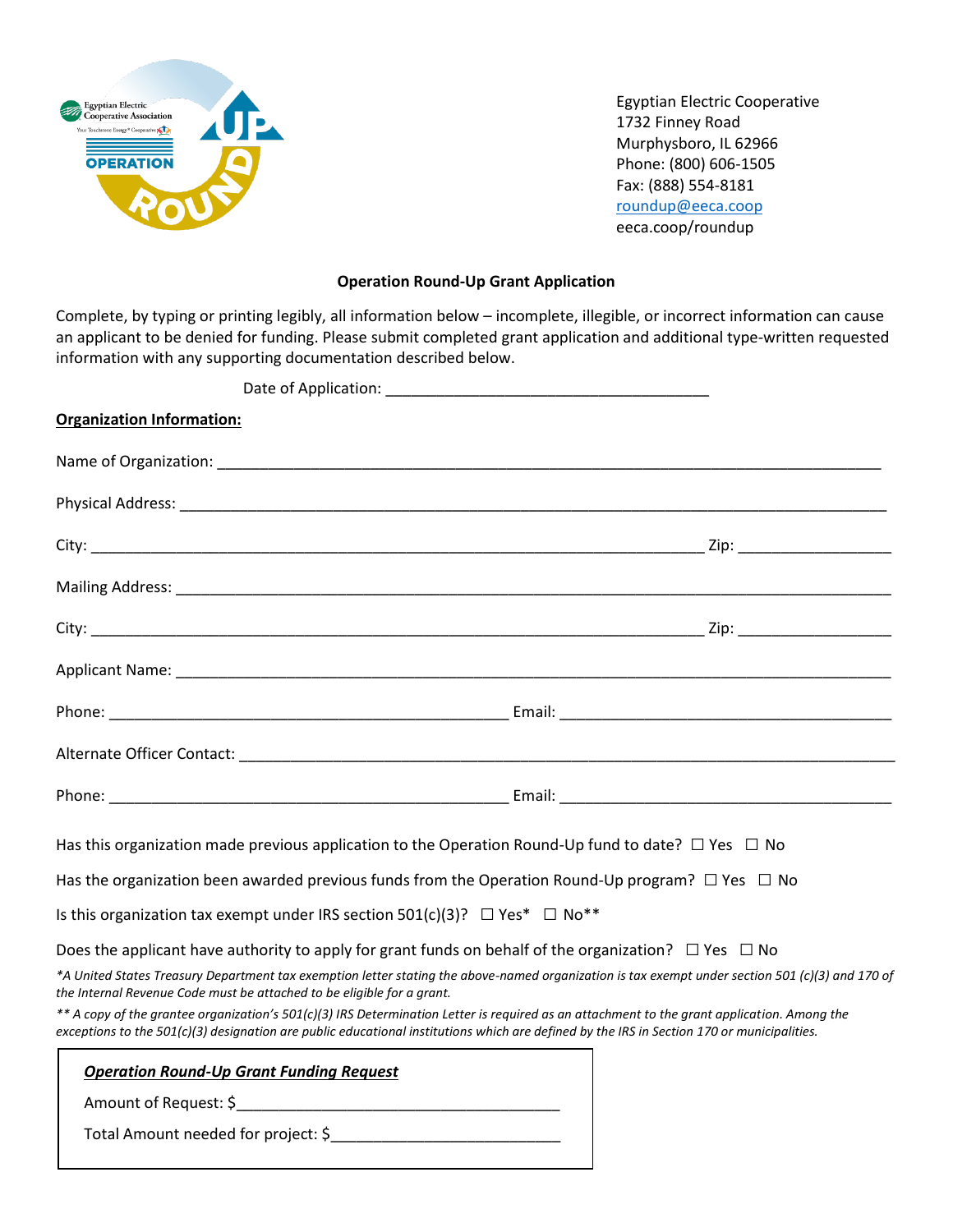Egyptian Electric Cooperative
1732 Finney Road
Murphysboro, IL 62966
Phone: (800) 606-1505
Fax: (888) 554-8181
roundup@eeca.coop
eeca.coop/roundup

## Operation Round-Up Grant Application

Complete, by typing or printing legibly, all information below – incomplete, illegible, or incorrect information can cause an applicant to be denied for funding. Please submit completed grant application and additional type-written requested information with any supporting documentation described below.

Date of Application: ______________________________________

**Organization Information:**

Name of Organization: ______________________________________________________________________________

Physical Address: __________________________________________________________________________________

City: ________________________________________________________________________ Zip: __________________

Mailing Address: ___________________________________________________________________________________

City: ________________________________________________________________________ Zip: __________________

Applicant Name: ___________________________________________________________________________________

Phone: _______________________________________________ Email: ______________________________________

Alternate Officer Contact: ___________________________________________________________________________

Phone: _______________________________________________ Email: ______________________________________

Has this organization made previous application to the Operation Round-Up fund to date? ☐ Yes ☐ No

Has the organization been awarded previous funds from the Operation Round-Up program? ☐ Yes ☐ No

Is this organization tax exempt under IRS section 501(c)(3)? ☐ Yes* ☐ No**

Does the applicant have authority to apply for grant funds on behalf of the organization? ☐ Yes ☐ No

*\*A United States Treasury Department tax exemption letter stating the above-named organization is tax exempt under section 501 (c)(3) and 170 of the Internal Revenue Code must be attached to be eligible for a grant.*

*\*\* A copy of the grantee organization's 501(c)(3) IRS Determination Letter is required as an attachment to the grant application. Among the exceptions to the 501(c)(3) designation are public educational institutions which are defined by the IRS in Section 170 or municipalities.*

***Operation Round-Up Grant Funding Request***

Amount of Request: $______________________________________

Total Amount needed for project: $___________________________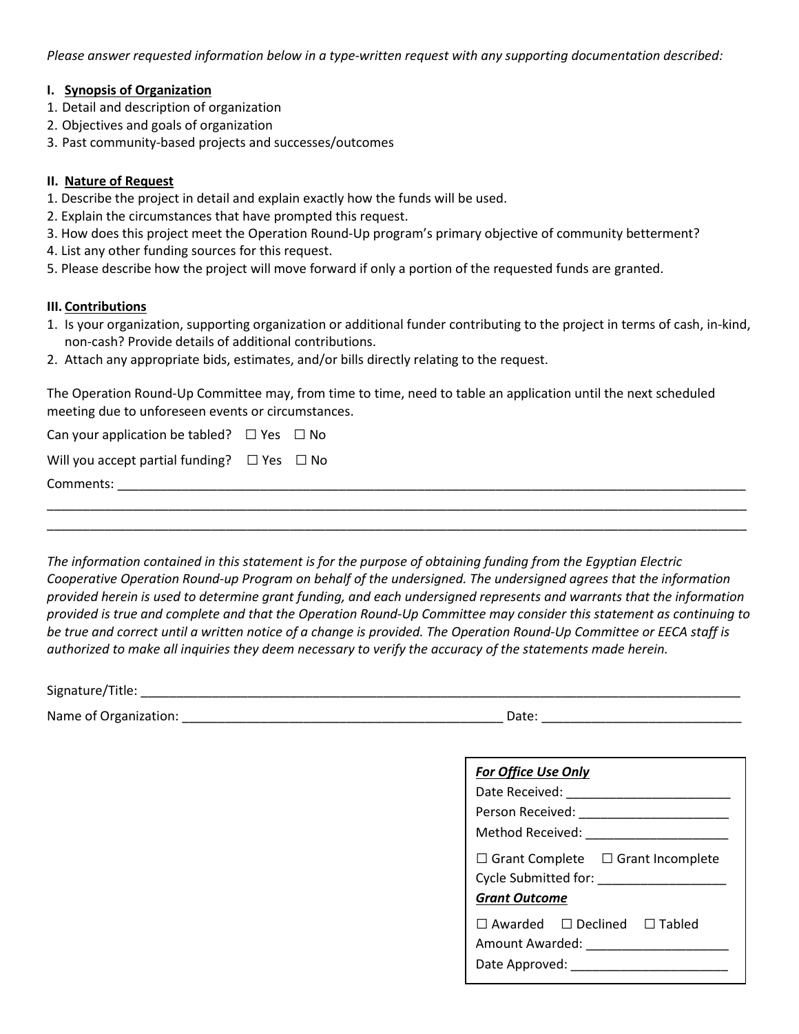*Please answer requested information below in a type-written request with any supporting documentation described:*

**I. <u>Synopsis of Organization</u>**

1. Detail and description of organization
2. Objectives and goals of organization
3. Past community-based projects and successes/outcomes

**II. <u>Nature of Request</u>**

1. Describe the project in detail and explain exactly how the funds will be used.
2. Explain the circumstances that have prompted this request.
3. How does this project meet the Operation Round-Up program's primary objective of community betterment?
4. List any other funding sources for this request.
5. Please describe how the project will move forward if only a portion of the requested funds are granted.

**III. <u>Contributions</u>**

1. Is your organization, supporting organization or additional funder contributing to the project in terms of cash, in-kind, non-cash? Provide details of additional contributions.
2. Attach any appropriate bids, estimates, and/or bills directly relating to the request.

The Operation Round-Up Committee may, from time to time, need to table an application until the next scheduled meeting due to unforeseen events or circumstances.

Can your application be tabled? ☐ Yes ☐ No

Will you accept partial funding? ☐ Yes ☐ No

Comments: ____________________________________________________________________________________

____________________________________________________________________________________________

____________________________________________________________________________________________

*The information contained in this statement is for the purpose of obtaining funding from the Egyptian Electric Cooperative Operation Round-up Program on behalf of the undersigned. The undersigned agrees that the information provided herein is used to determine grant funding, and each undersigned represents and warrants that the information provided is true and complete and that the Operation Round-Up Committee may consider this statement as continuing to be true and correct until a written notice of a change is provided. The Operation Round-Up Committee or EECA staff is authorized to make all inquiries they deem necessary to verify the accuracy of the statements made herein.*

Signature/Title: ______________________________________________________________________________

Name of Organization: ___________________________________________ Date: ___________________________

***<u>For Office Use Only</u>***

Date Received: ______________________

Person Received: ____________________

Method Received: ____________________

☐ Grant Complete ☐ Grant Incomplete

Cycle Submitted for: _________________

***<u>Grant Outcome</u>***

☐ Awarded ☐ Declined ☐ Tabled

Amount Awarded: ____________________

Date Approved: ______________________